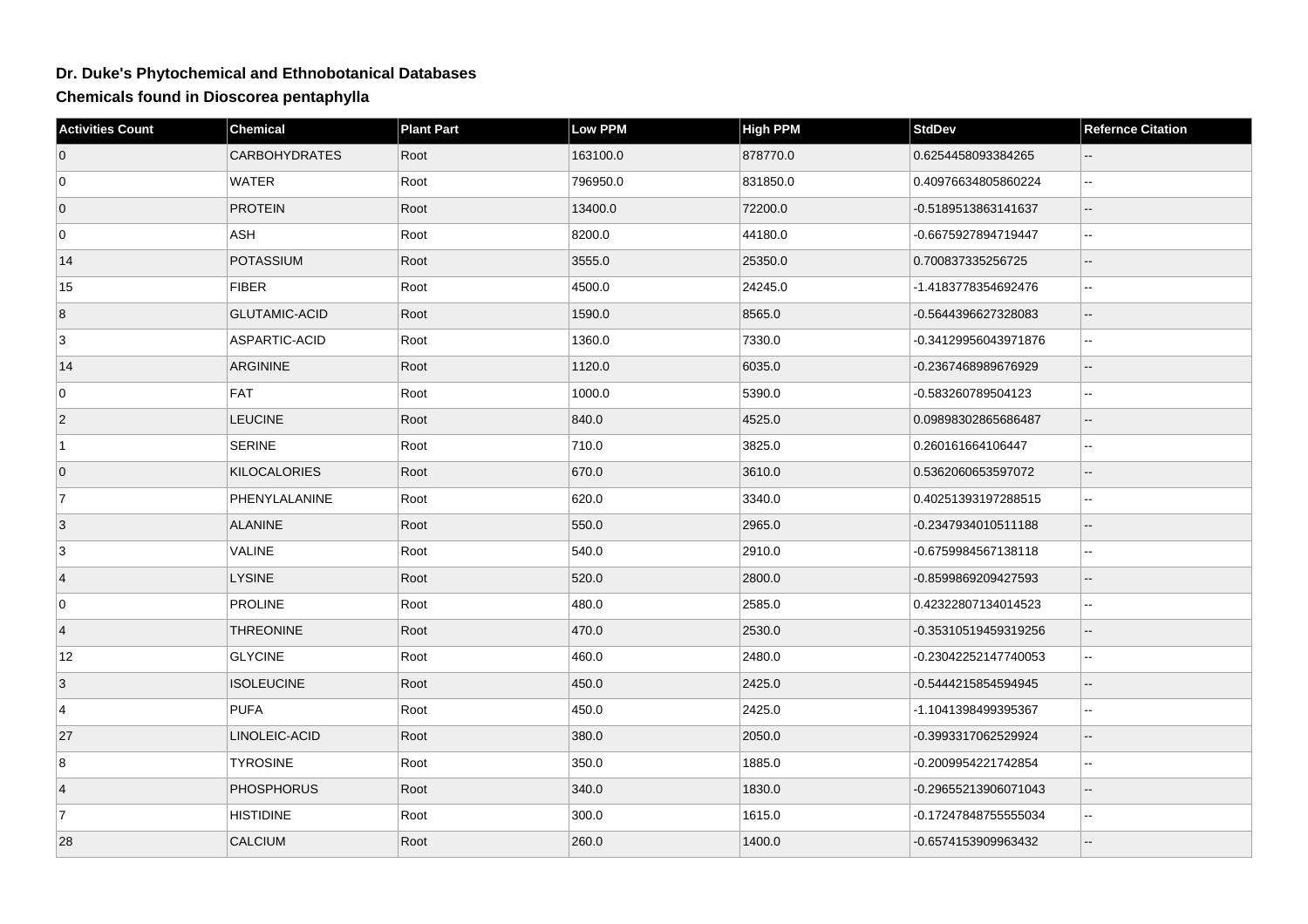# Dr. Duke's Phytochemical and Ethnobotanical Databases

## Chemicals found in Dioscorea pentaphylla

| Activities Count | Chemical | Plant Part | Low PPM | High PPM | StdDev | Refernce Citation |
|---|---|---|---|---|---|---|
| 0 | CARBOHYDRATES | Root | 163100.0 | 878770.0 | 0.6254458093384265 | -- |
| 0 | WATER | Root | 796950.0 | 831850.0 | 0.40976634805860224 | -- |
| 0 | PROTEIN | Root | 13400.0 | 72200.0 | -0.5189513863141637 | -- |
| 0 | ASH | Root | 8200.0 | 44180.0 | -0.6675927894719447 | -- |
| 14 | POTASSIUM | Root | 3555.0 | 25350.0 | 0.700837335256725 | -- |
| 15 | FIBER | Root | 4500.0 | 24245.0 | -1.4183778354692476 | -- |
| 8 | GLUTAMIC-ACID | Root | 1590.0 | 8565.0 | -0.5644396627328083 | -- |
| 3 | ASPARTIC-ACID | Root | 1360.0 | 7330.0 | -0.34129956043971876 | -- |
| 14 | ARGININE | Root | 1120.0 | 6035.0 | -0.2367468989676929 | -- |
| 0 | FAT | Root | 1000.0 | 5390.0 | -0.583260789504123 | -- |
| 2 | LEUCINE | Root | 840.0 | 4525.0 | 0.09898302865686487 | -- |
| 1 | SERINE | Root | 710.0 | 3825.0 | 0.260161664106447 | -- |
| 0 | KILOCALORIES | Root | 670.0 | 3610.0 | 0.5362060653597072 | -- |
| 7 | PHENYLALANINE | Root | 620.0 | 3340.0 | 0.40251393197288515 | -- |
| 3 | ALANINE | Root | 550.0 | 2965.0 | -0.2347934010511188 | -- |
| 3 | VALINE | Root | 540.0 | 2910.0 | -0.6759984567138118 | -- |
| 4 | LYSINE | Root | 520.0 | 2800.0 | -0.8599869209427593 | -- |
| 0 | PROLINE | Root | 480.0 | 2585.0 | 0.42322807134014523 | -- |
| 4 | THREONINE | Root | 470.0 | 2530.0 | -0.35310519459319256 | -- |
| 12 | GLYCINE | Root | 460.0 | 2480.0 | -0.23042252147740053 | -- |
| 3 | ISOLEUCINE | Root | 450.0 | 2425.0 | -0.5444215854594945 | -- |
| 4 | PUFA | Root | 450.0 | 2425.0 | -1.1041398499395367 | -- |
| 27 | LINOLEIC-ACID | Root | 380.0 | 2050.0 | -0.3993317062529924 | -- |
| 8 | TYROSINE | Root | 350.0 | 1885.0 | -0.2009954221742854 | -- |
| 4 | PHOSPHORUS | Root | 340.0 | 1830.0 | -0.29655213906071043 | -- |
| 7 | HISTIDINE | Root | 300.0 | 1615.0 | -0.17247848755555034 | -- |
| 28 | CALCIUM | Root | 260.0 | 1400.0 | -0.6574153909963432 | -- |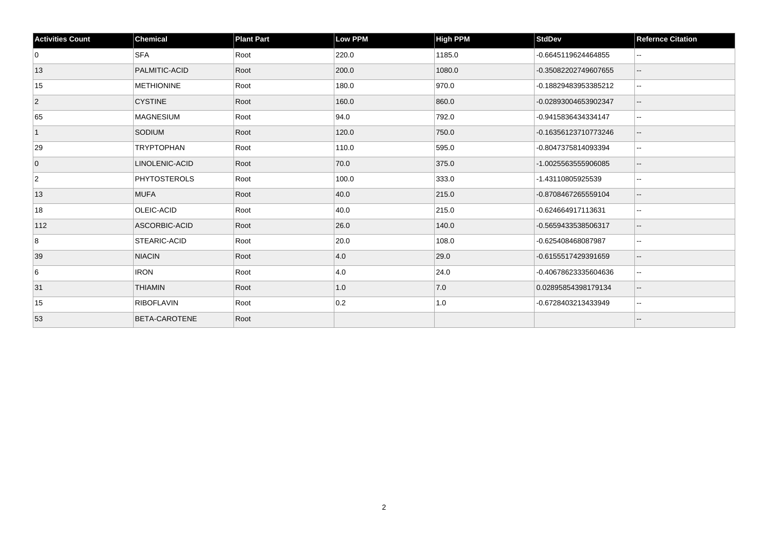| Activities Count | Chemical | Plant Part | Low PPM | High PPM | StdDev | Refernce Citation |
|---|---|---|---|---|---|---|
| 0 | SFA | Root | 220.0 | 1185.0 | -0.6645119624464855 | -- |
| 13 | PALMITIC-ACID | Root | 200.0 | 1080.0 | -0.35082202749607655 | -- |
| 15 | METHIONINE | Root | 180.0 | 970.0 | -0.18829483953385212 | -- |
| 2 | CYSTINE | Root | 160.0 | 860.0 | -0.02893004653902347 | -- |
| 65 | MAGNESIUM | Root | 94.0 | 792.0 | -0.9415836434334147 | -- |
| 1 | SODIUM | Root | 120.0 | 750.0 | -0.16356123710773246 | -- |
| 29 | TRYPTOPHAN | Root | 110.0 | 595.0 | -0.8047375814093394 | -- |
| 0 | LINOLENIC-ACID | Root | 70.0 | 375.0 | -1.0025563555906085 | -- |
| 2 | PHYTOSTEROLS | Root | 100.0 | 333.0 | -1.43110805925539 | -- |
| 13 | MUFA | Root | 40.0 | 215.0 | -0.8708467265559104 | -- |
| 18 | OLEIC-ACID | Root | 40.0 | 215.0 | -0.624664917113631 | -- |
| 112 | ASCORBIC-ACID | Root | 26.0 | 140.0 | -0.5659433538506317 | -- |
| 8 | STEARIC-ACID | Root | 20.0 | 108.0 | -0.625408468087987 | -- |
| 39 | NIACIN | Root | 4.0 | 29.0 | -0.6155517429391659 | -- |
| 6 | IRON | Root | 4.0 | 24.0 | -0.40678623335604636 | -- |
| 31 | THIAMIN | Root | 1.0 | 7.0 | 0.02895854398179134 | -- |
| 15 | RIBOFLAVIN | Root | 0.2 | 1.0 | -0.6728403213433949 | -- |
| 53 | BETA-CAROTENE | Root | | | | -- |